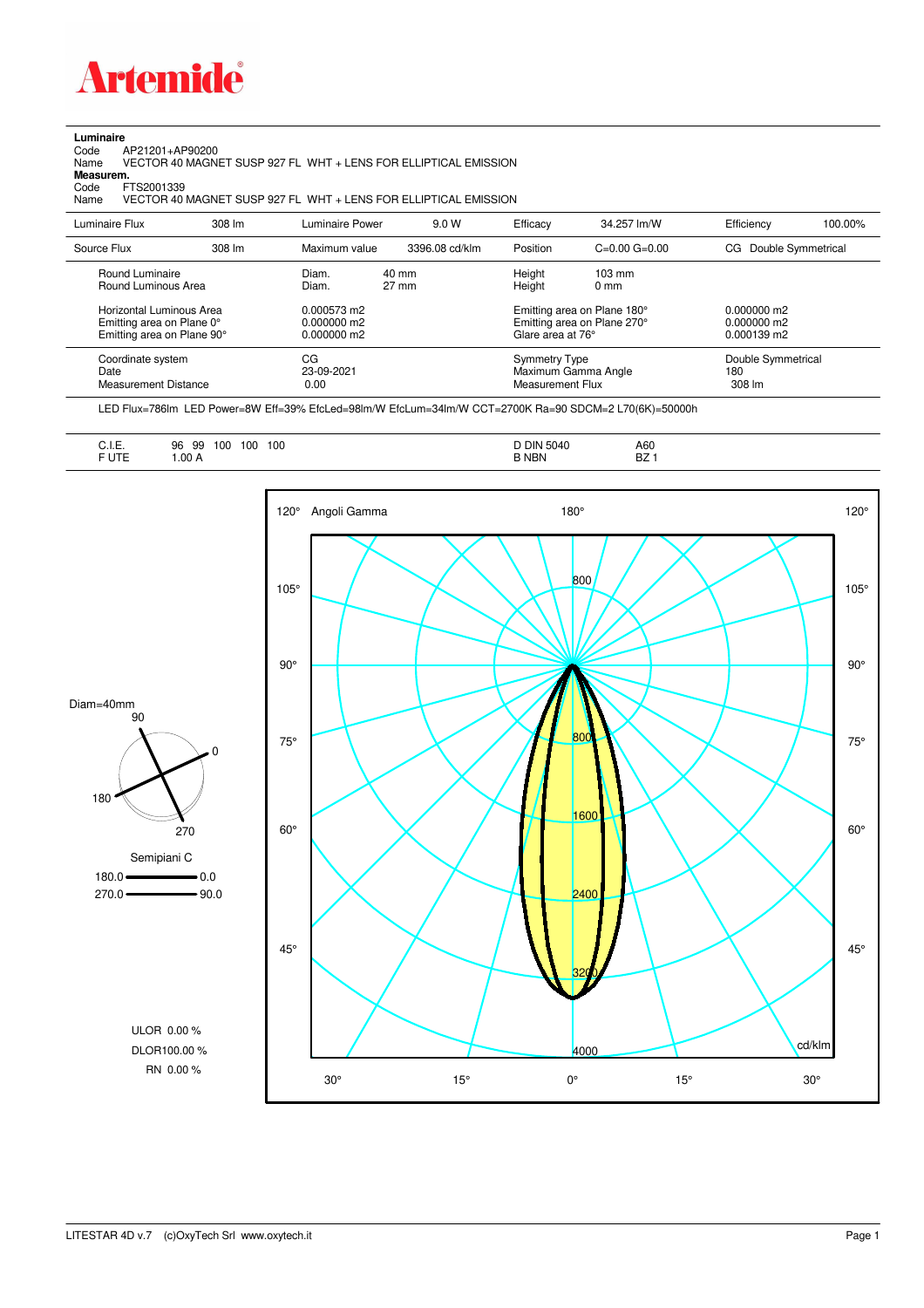# Artemide

**Luminaire**

Code AP21201+AP90200
Name VECTOR 40 MAGNET SUSP 927 FL WHT + LENS FOR ELLIPTICAL EMISSION

**Measurem.**

Code FTS2001339
Name VECTOR 40 MAGNET SUSP 927 FL WHT + LENS FOR ELLIPTICAL EMISSION

| Luminaire Flux | 308 lm | Luminaire Power | 9.0 W | Efficacy | 34.257 lm/W | Efficiency | 100.00% |
|---|---|---|---|---|---|---|---|
| Source Flux | 308 lm | Maximum value | 3396.08 cd/klm | Position | C=0.00 G=0.00 | CG Double Symmetrical | |

| | | | | |
|---|---|---|---|---|
| Round Luminaire | Diam. 40 mm | Height 103 mm | | |
| Round Luminous Area | Diam. 27 mm | Height 0 mm | | |
| Horizontal Luminous Area | 0.000573 m2 | Emitting area on Plane 180° | 0.000000 m2 | |
| Emitting area on Plane 0° | 0.000000 m2 | Emitting area on Plane 270° | 0.000000 m2 | |
| Emitting area on Plane 90° | 0.000000 m2 | Glare area at 76° | 0.000139 m2 | |

| | | | |
|---|---|---|---|
| Coordinate system | CG | Symmetry Type | Double Symmetrical |
| Date | 23-09-2021 | Maximum Gamma Angle | 180 |
| Measurement Distance | 0.00 | Measurement Flux | 308 lm |

LED Flux=786lm LED Power=8W Eff=39% EfcLed=98lm/W EfcLum=34lm/W CCT=2700K Ra=90 SDCM=2 L70(6K)=50000h

| | | | |
|---|---|---|---|
| C.I.E. | 96 99 100 100 100 | D DIN 5040 | A60 |
| F UTE | 1.00 A | B NBN | BZ 1 |

Diam=40mm

Semipiani C

180.0 — 0.0
270.0 — 90.0

ULOR 0.00 %
DLOR 100.00 %
RN 0.00 %

Angoli Gamma — cd/klm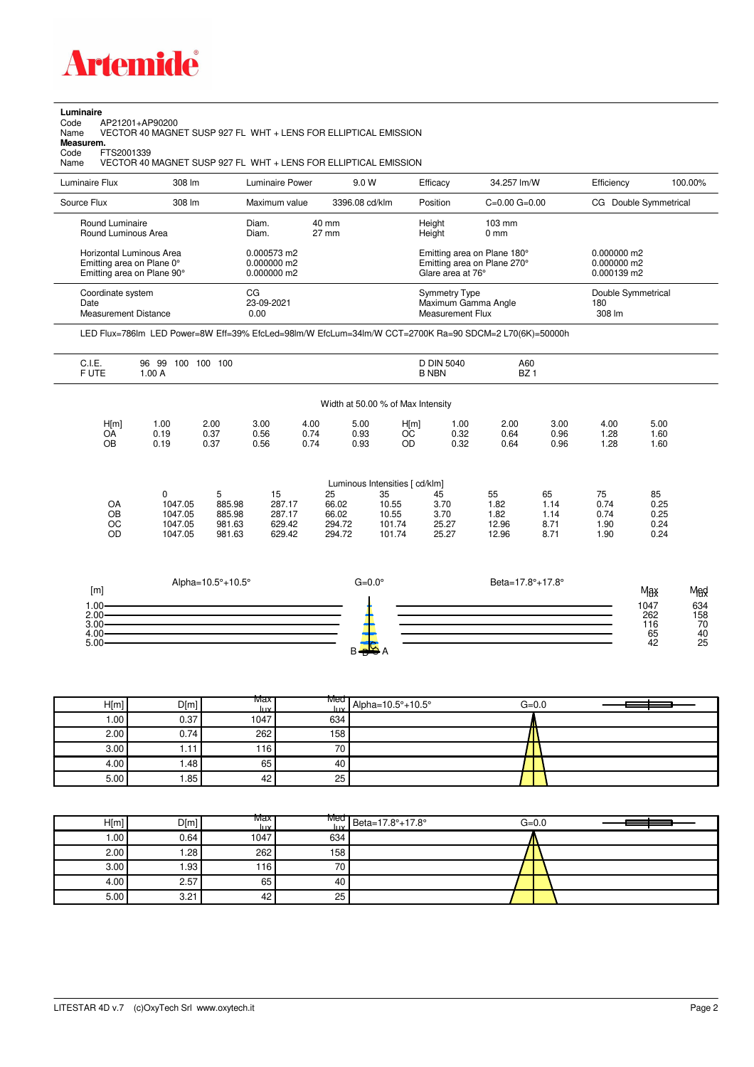Artemide

**Luminaire**
Code AP21201+AP90200
Name VECTOR 40 MAGNET SUSP 927 FL WHT + LENS FOR ELLIPTICAL EMISSION
**Measurem.**
Code FTS2001339
Name VECTOR 40 MAGNET SUSP 927 FL WHT + LENS FOR ELLIPTICAL EMISSION

| | | | | | | | |
|---|---|---|---|---|---|---|---|
| Luminaire Flux | 308 lm | Luminaire Power | 9.0 W | Efficacy | 34.257 lm/W | Efficiency | 100.00% |
| Source Flux | 308 lm | Maximum value | 3396.08 cd/klm | Position | C=0.00 G=0.00 | CG | Double Symmetrical |

| | | | | | | |
|---|---|---|---|---|---|---|
| Round Luminaire | Diam. | 40 mm | Height | 103 mm | | |
| Round Luminous Area | Diam. | 27 mm | Height | 0 mm | | |
| Horizontal Luminous Area | 0.000573 m2 | | Emitting area on Plane 180° | | 0.000000 m2 | |
| Emitting area on Plane 0° | 0.000000 m2 | | Emitting area on Plane 270° | | 0.000000 m2 | |
| Emitting area on Plane 90° | 0.000000 m2 | | Glare area at 76° | | 0.000139 m2 | |
| Coordinate system | CG | | Symmetry Type | | Double Symmetrical | |
| Date | 23-09-2021 | | Maximum Gamma Angle | | 180 | |
| Measurement Distance | 0.00 | | Measurement Flux | | 308 lm | |

LED Flux=786lm LED Power=8W Eff=39% EfcLed=98lm/W EfcLum=34lm/W CCT=2700K Ra=90 SDCM=2 L70(6K)=50000h

| | | | |
|---|---|---|---|
| C.I.E. | 96 99 100 100 100 | D DIN 5040 | A60 |
| F UTE | 1.00 A | B NBN | BZ 1 |

Width at 50.00 % of Max Intensity

| H[m] | 1.00 | 2.00 | 3.00 | 4.00 | 5.00 | H[m] | 1.00 | 2.00 | 3.00 | 4.00 | 5.00 |
|---|---|---|---|---|---|---|---|---|---|---|---|
| OA | 0.19 | 0.37 | 0.56 | 0.74 | 0.93 | OC | 0.32 | 0.64 | 0.96 | 1.28 | 1.60 |
| OB | 0.19 | 0.37 | 0.56 | 0.74 | 0.93 | OD | 0.32 | 0.64 | 0.96 | 1.28 | 1.60 |

Luminous Intensities [ cd/klm]

| | 0 | 5 | 15 | 25 | 35 | 45 | 55 | 65 | 75 | 85 |
|---|---|---|---|---|---|---|---|---|---|---|
| OA | 1047.05 | 885.98 | 287.17 | 66.02 | 10.55 | 3.70 | 1.82 | 1.14 | 0.74 | 0.25 |
| OB | 1047.05 | 885.98 | 287.17 | 66.02 | 10.55 | 3.70 | 1.82 | 1.14 | 0.74 | 0.25 |
| OC | 1047.05 | 981.63 | 629.42 | 294.72 | 101.74 | 25.27 | 12.96 | 8.71 | 1.90 | 0.24 |
| OD | 1047.05 | 981.63 | 629.42 | 294.72 | 101.74 | 25.27 | 12.96 | 8.71 | 1.90 | 0.24 |

Alpha=10.5°+10.5°
G=0.0°
Beta=17.8°+17.8°
[m]
1.00
2.00
3.00
4.00
5.00
B D C A
Max lux: 1047 262 116 65 42
Med lux: 634 158 70 40 25

| H[m] | D[m] | Max lux | Med lux | Alpha=10.5°+10.5° | G=0.0 |
|---|---|---|---|---|---|
| 1.00 | 0.37 | 1047 | 634 | | |
| 2.00 | 0.74 | 262 | 158 | | |
| 3.00 | 1.11 | 116 | 70 | | |
| 4.00 | 1.48 | 65 | 40 | | |
| 5.00 | 1.85 | 42 | 25 | | |

| H[m] | D[m] | Max lux | Med lux | Beta=17.8°+17.8° | G=0.0 |
|---|---|---|---|---|---|
| 1.00 | 0.64 | 1047 | 634 | | |
| 2.00 | 1.28 | 262 | 158 | | |
| 3.00 | 1.93 | 116 | 70 | | |
| 4.00 | 2.57 | 65 | 40 | | |
| 5.00 | 3.21 | 42 | 25 | | |

LITESTAR 4D v.7 (c)OxyTech Srl www.oxytech.it